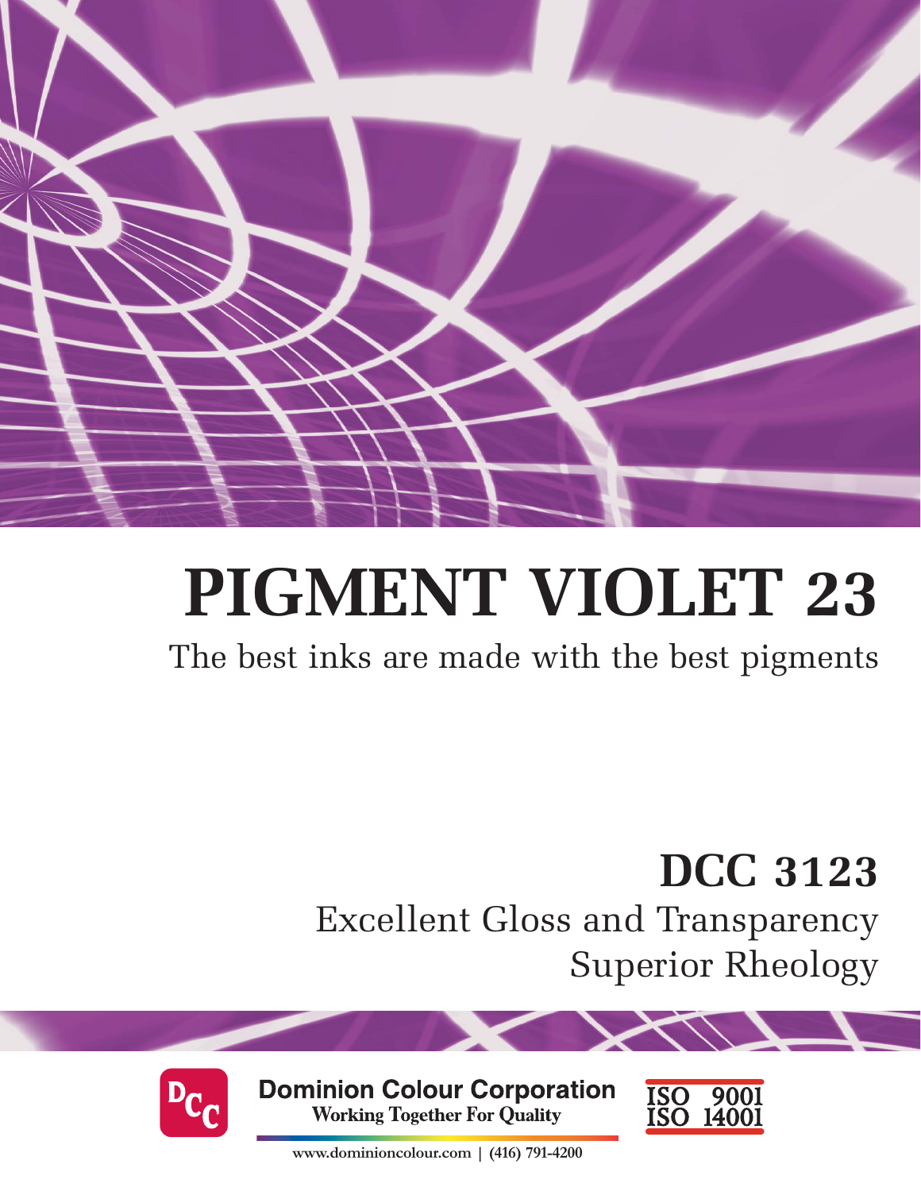# PIGMENT VIOLET 23

The best inks are made with the best pigments

## DCC 3123

Excellent Gloss and Transparency
Superior Rheology

**Dominion Colour Corporation**
**Working Together For Quality**

ISO 9001
ISO 14001

www.dominioncolour.com | (416) 791-4200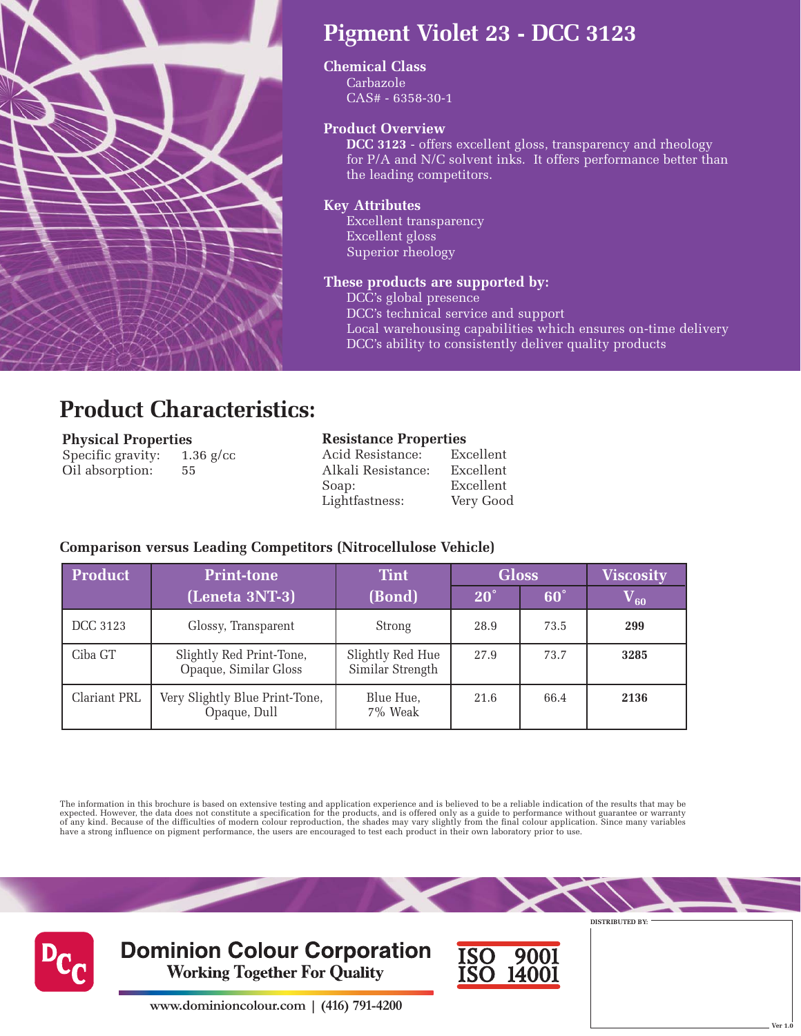# Pigment Violet 23 - DCC 3123

**Chemical Class**

Carbazole
CAS# - 6358-30-1

**Product Overview**

**DCC 3123** - offers excellent gloss, transparency and rheology for P/A and N/C solvent inks. It offers performance better than the leading competitors.

**Key Attributes**

Excellent transparency
Excellent gloss
Superior rheology

**These products are supported by:**

DCC's global presence
DCC's technical service and support
Local warehousing capabilities which ensures on-time delivery
DCC's ability to consistently deliver quality products

## Product Characteristics:

**Physical Properties**

Specific gravity: 1.36 g/cc
Oil absorption: 55

**Resistance Properties**

Acid Resistance: Excellent
Alkali Resistance: Excellent
Soap: Excellent
Lightfastness: Very Good

**Comparison versus Leading Competitors (Nitrocellulose Vehicle)**

| Product | Print-tone (Leneta 3NT-3) | Tint (Bond) | Gloss | | Viscosity |
|---|---|---|---|---|---|
| | | | 20˚ | 60˚ | $V_{60}$ |
| DCC 3123 | Glossy, Transparent | Strong | 28.9 | 73.5 | **299** |
| Ciba GT | Slightly Red Print-Tone, Opaque, Similar Gloss | Slightly Red Hue Similar Strength | 27.9 | 73.7 | **3285** |
| Clariant PRL | Very Slightly Blue Print-Tone, Opaque, Dull | Blue Hue, 7% Weak | 21.6 | 66.4 | **2136** |

The information in this brochure is based on extensive testing and application experience and is believed to be a reliable indication of the results that may be expected. However, the data does not constitute a specification for the products, and is offered only as a guide to performance without guarantee or warranty of any kind. Because of the difficulties of modern colour reproduction, the shades may vary slightly from the final colour application. Since many variables have a strong influence on pigment performance, the users are encouraged to test each product in their own laboratory prior to use.

**Dominion Colour Corporation**
Working Together For Quality

www.dominioncolour.com | (416) 791-4200

ISO 9001
ISO 14001

DISTRIBUTED BY:

Ver 1.0